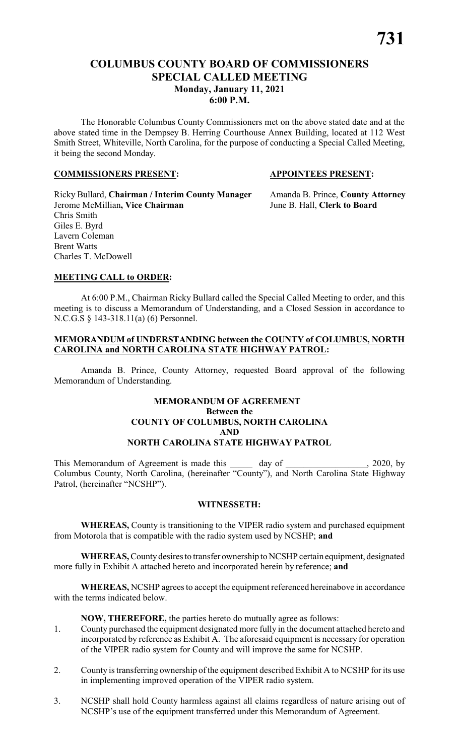# COLUMBUS COUNTY BOARD OF COMMISSIONERS
## SPECIAL CALLED MEETING
### Monday, January 11, 2021
### 6:00 P.M.

The Honorable Columbus County Commissioners met on the above stated date and at the above stated time in the Dempsey B. Herring Courthouse Annex Building, located at 112 West Smith Street, Whiteville, North Carolina, for the purpose of conducting a Special Called Meeting, it being the second Monday.

**COMMISSIONERS PRESENT:**

Ricky Bullard, **Chairman / Interim County Manager**
Jerome McMillian**, Vice Chairman**
Chris Smith
Giles E. Byrd
Lavern Coleman
Brent Watts
Charles T. McDowell

**APPOINTEES PRESENT:**

Amanda B. Prince, **County Attorney**
June B. Hall, **Clerk to Board**

**MEETING CALL to ORDER:**

At 6:00 P.M., Chairman Ricky Bullard called the Special Called Meeting to order, and this meeting is to discuss a Memorandum of Understanding, and a Closed Session in accordance to N.C.G.S § 143-318.11(a) (6) Personnel.

**MEMORANDUM of UNDERSTANDING between the COUNTY of COLUMBUS, NORTH CAROLINA and NORTH CAROLINA STATE HIGHWAY PATROL:**

Amanda B. Prince, County Attorney, requested Board approval of the following Memorandum of Understanding.

**MEMORANDUM OF AGREEMENT**
**Between the**
**COUNTY OF COLUMBUS, NORTH CAROLINA**
**AND**
**NORTH CAROLINA STATE HIGHWAY PATROL**

This Memorandum of Agreement is made this _____ day of _________________, 2020, by Columbus County, North Carolina, (hereinafter "County"), and North Carolina State Highway Patrol, (hereinafter "NCSHP").

**WITNESSETH:**

**WHEREAS,** County is transitioning to the VIPER radio system and purchased equipment from Motorola that is compatible with the radio system used by NCSHP; **and**

**WHEREAS,** County desires to transfer ownership to NCSHP certain equipment, designated more fully in Exhibit A attached hereto and incorporated herein by reference; **and**

**WHEREAS,** NCSHP agrees to accept the equipment referenced hereinabove in accordance with the terms indicated below.

**NOW, THEREFORE,** the parties hereto do mutually agree as follows:

1. County purchased the equipment designated more fully in the document attached hereto and incorporated by reference as Exhibit A. The aforesaid equipment is necessary for operation of the VIPER radio system for County and will improve the same for NCSHP.
2. County is transferring ownership of the equipment described Exhibit A to NCSHP for its use in implementing improved operation of the VIPER radio system.
3. NCSHP shall hold County harmless against all claims regardless of nature arising out of NCSHP's use of the equipment transferred under this Memorandum of Agreement.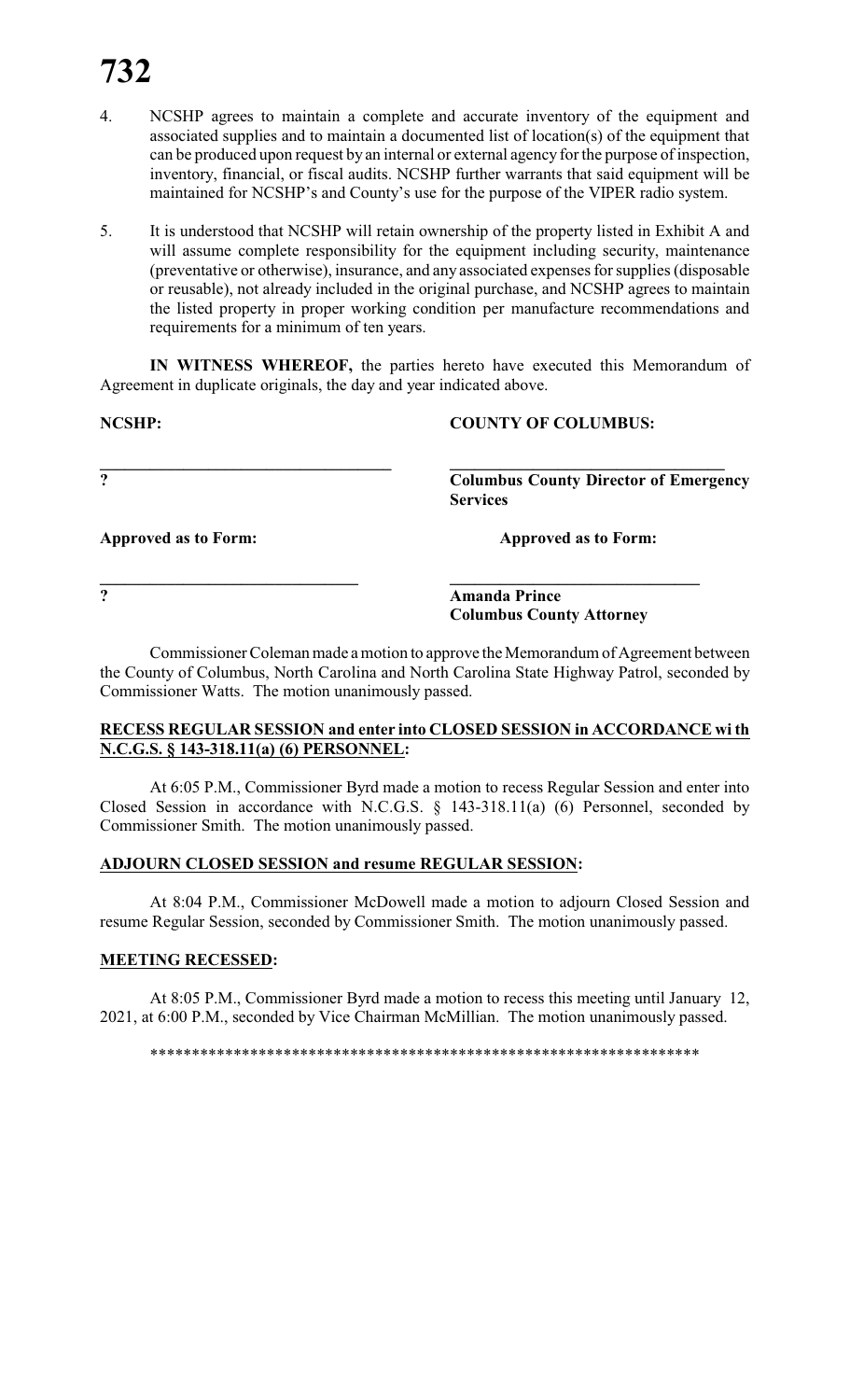4. NCSHP agrees to maintain a complete and accurate inventory of the equipment and associated supplies and to maintain a documented list of location(s) of the equipment that can be produced upon request by an internal or external agency for the purpose of inspection, inventory, financial, or fiscal audits. NCSHP further warrants that said equipment will be maintained for NCSHP's and County's use for the purpose of the VIPER radio system.

5. It is understood that NCSHP will retain ownership of the property listed in Exhibit A and will assume complete responsibility for the equipment including security, maintenance (preventative or otherwise), insurance, and any associated expenses for supplies (disposable or reusable), not already included in the original purchase, and NCSHP agrees to maintain the listed property in proper working condition per manufacture recommendations and requirements for a minimum of ten years.

**IN WITNESS WHEREOF,** the parties hereto have executed this Memorandum of Agreement in duplicate originals, the day and year indicated above.

| | |
|---|---|
| **NCSHP:** | **COUNTY OF COLUMBUS:** |
| ___________________________________ | ________________________________ |
| **?** | **Columbus County Director of Emergency Services** |
| **Approved as to Form:** | **Approved as to Form:** |
| ______________________________ | ____________________________ |
| **?** | **Amanda Prince**<br>**Columbus County Attorney** |

Commissioner Coleman made a motion to approve the Memorandum of Agreement between the County of Columbus, North Carolina and North Carolina State Highway Patrol, seconded by Commissioner Watts. The motion unanimously passed.

**RECESS REGULAR SESSION and enter into CLOSED SESSION in ACCORDANCE with N.C.G.S. § 143-318.11(a) (6) PERSONNEL:**

At 6:05 P.M., Commissioner Byrd made a motion to recess Regular Session and enter into Closed Session in accordance with N.C.G.S. § 143-318.11(a) (6) Personnel, seconded by Commissioner Smith. The motion unanimously passed.

**ADJOURN CLOSED SESSION and resume REGULAR SESSION:**

At 8:04 P.M., Commissioner McDowell made a motion to adjourn Closed Session and resume Regular Session, seconded by Commissioner Smith. The motion unanimously passed.

**MEETING RECESSED:**

At 8:05 P.M., Commissioner Byrd made a motion to recess this meeting until January 12, 2021, at 6:00 P.M., seconded by Vice Chairman McMillian. The motion unanimously passed.

\*\*\*\*\*\*\*\*\*\*\*\*\*\*\*\*\*\*\*\*\*\*\*\*\*\*\*\*\*\*\*\*\*\*\*\*\*\*\*\*\*\*\*\*\*\*\*\*\*\*\*\*\*\*\*\*\*\*\*\*\*\*\*\*\*\*